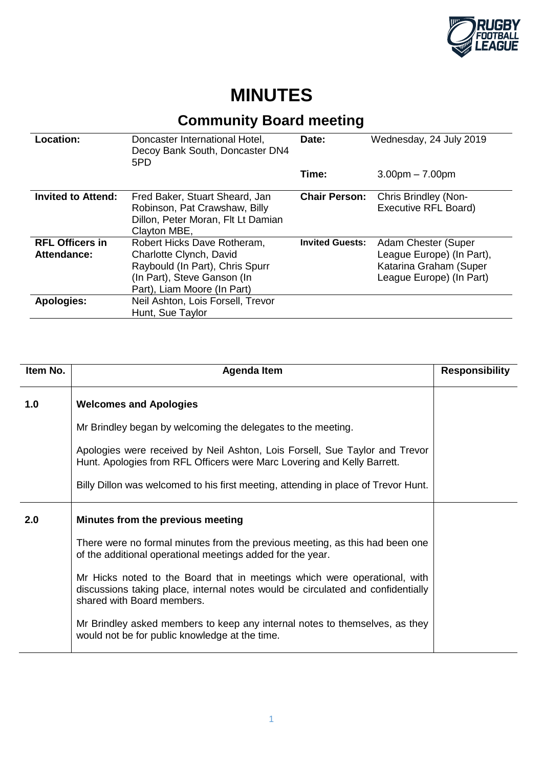# MINUTES

## Community Board meeting

| | | | |
|---|---|---|---|
| **Location:** | Doncaster International Hotel, Decoy Bank South, Doncaster DN4 5PD | **Date:** | Wednesday, 24 July 2019 |
| | | **Time:** | 3.00pm – 7.00pm |
| **Invited to Attend:** | Fred Baker, Stuart Sheard, Jan Robinson, Pat Crawshaw, Billy Dillon, Peter Moran, Flt Lt Damian Clayton MBE, | **Chair Person:** | Chris Brindley (Non-Executive RFL Board) |
| **RFL Officers in Attendance:** | Robert Hicks Dave Rotheram, Charlotte Clynch, David Raybould (In Part), Chris Spurr (In Part), Steve Ganson (In Part), Liam Moore (In Part) | **Invited Guests:** | Adam Chester (Super League Europe) (In Part), Katarina Graham (Super League Europe) (In Part) |
| **Apologies:** | Neil Ashton, Lois Forsell, Trevor Hunt, Sue Taylor | | |

| Item No. | Agenda Item | Responsibility |
|---|---|---|
| **1.0** | **Welcomes and Apologies**<br><br>Mr Brindley began by welcoming the delegates to the meeting.<br><br>Apologies were received by Neil Ashton, Lois Forsell, Sue Taylor and Trevor Hunt. Apologies from RFL Officers were Marc Lovering and Kelly Barrett.<br><br>Billy Dillon was welcomed to his first meeting, attending in place of Trevor Hunt. | |
| **2.0** | **Minutes from the previous meeting**<br><br>There were no formal minutes from the previous meeting, as this had been one of the additional operational meetings added for the year.<br><br>Mr Hicks noted to the Board that in meetings which were operational, with discussions taking place, internal notes would be circulated and confidentially shared with Board members.<br><br>Mr Brindley asked members to keep any internal notes to themselves, as they would not be for public knowledge at the time. | |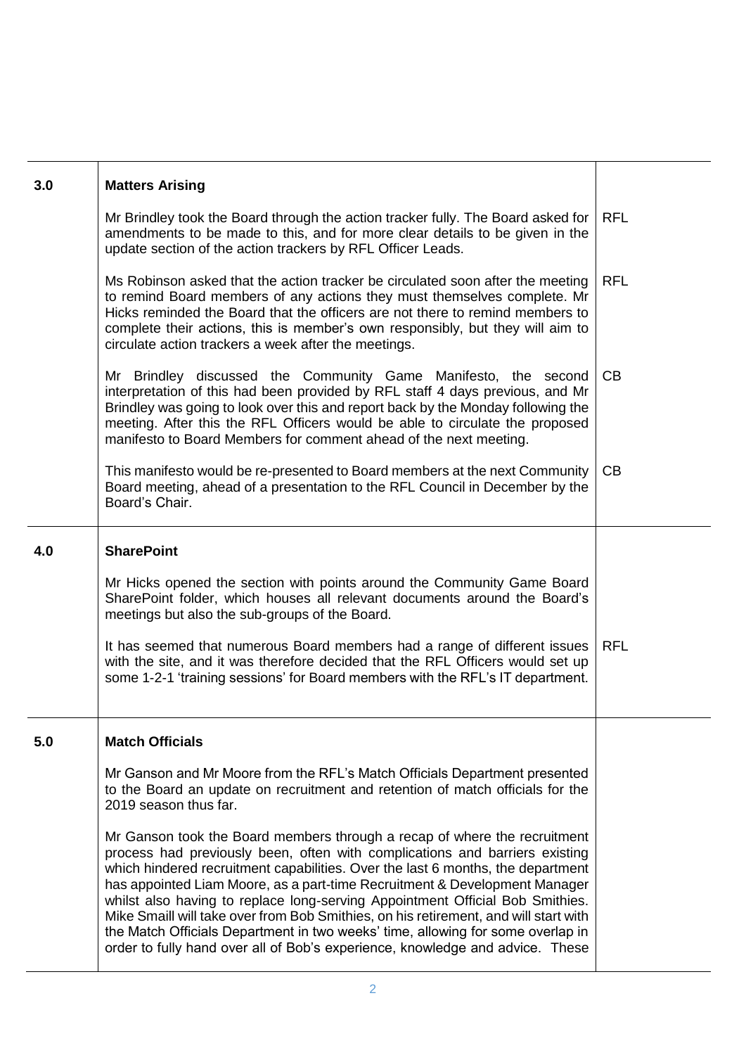| | | |
|---|---|---|
| **3.0** | **Matters Arising** | |
| | Mr Brindley took the Board through the action tracker fully. The Board asked for amendments to be made to this, and for more clear details to be given in the update section of the action trackers by RFL Officer Leads. | RFL |
| | Ms Robinson asked that the action tracker be circulated soon after the meeting to remind Board members of any actions they must themselves complete. Mr Hicks reminded the Board that the officers are not there to remind members to complete their actions, this is member's own responsibly, but they will aim to circulate action trackers a week after the meetings. | RFL |
| | Mr Brindley discussed the Community Game Manifesto, the second interpretation of this had been provided by RFL staff 4 days previous, and Mr Brindley was going to look over this and report back by the Monday following the meeting. After this the RFL Officers would be able to circulate the proposed manifesto to Board Members for comment ahead of the next meeting. | CB |
| | This manifesto would be re-presented to Board members at the next Community Board meeting, ahead of a presentation to the RFL Council in December by the Board's Chair. | CB |
| **4.0** | **SharePoint** | |
| | Mr Hicks opened the section with points around the Community Game Board SharePoint folder, which houses all relevant documents around the Board's meetings but also the sub-groups of the Board. | |
| | It has seemed that numerous Board members had a range of different issues with the site, and it was therefore decided that the RFL Officers would set up some 1-2-1 'training sessions' for Board members with the RFL's IT department. | RFL |
| **5.0** | **Match Officials** | |
| | Mr Ganson and Mr Moore from the RFL's Match Officials Department presented to the Board an update on recruitment and retention of match officials for the 2019 season thus far. | |
| | Mr Ganson took the Board members through a recap of where the recruitment process had previously been, often with complications and barriers existing which hindered recruitment capabilities. Over the last 6 months, the department has appointed Liam Moore, as a part-time Recruitment & Development Manager whilst also having to replace long-serving Appointment Official Bob Smithies. Mike Smaill will take over from Bob Smithies, on his retirement, and will start with the Match Officials Department in two weeks' time, allowing for some overlap in order to fully hand over all of Bob's experience, knowledge and advice. These | |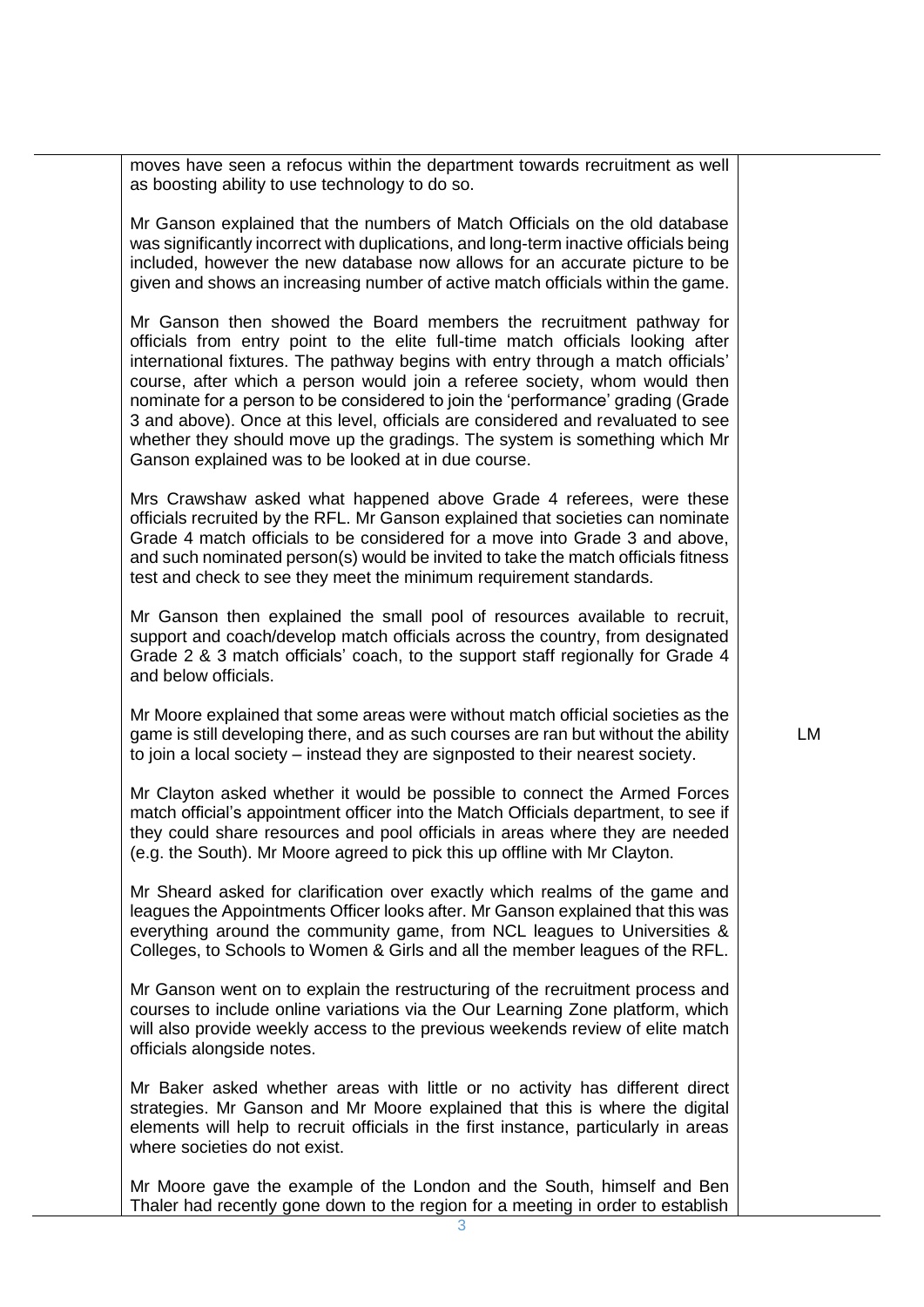| | | |
|---|---|---|
| | moves have seen a refocus within the department towards recruitment as well as boosting ability to use technology to do so.<br><br>Mr Ganson explained that the numbers of Match Officials on the old database was significantly incorrect with duplications, and long-term inactive officials being included, however the new database now allows for an accurate picture to be given and shows an increasing number of active match officials within the game.<br><br>Mr Ganson then showed the Board members the recruitment pathway for officials from entry point to the elite full-time match officials looking after international fixtures. The pathway begins with entry through a match officials' course, after which a person would join a referee society, whom would then nominate for a person to be considered to join the 'performance' grading (Grade 3 and above). Once at this level, officials are considered and revaluated to see whether they should move up the gradings. The system is something which Mr Ganson explained was to be looked at in due course.<br><br>Mrs Crawshaw asked what happened above Grade 4 referees, were these officials recruited by the RFL. Mr Ganson explained that societies can nominate Grade 4 match officials to be considered for a move into Grade 3 and above, and such nominated person(s) would be invited to take the match officials fitness test and check to see they meet the minimum requirement standards.<br><br>Mr Ganson then explained the small pool of resources available to recruit, support and coach/develop match officials across the country, from designated Grade 2 & 3 match officials' coach, to the support staff regionally for Grade 4 and below officials.<br><br>Mr Moore explained that some areas were without match official societies as the game is still developing there, and as such courses are ran but without the ability to join a local society – instead they are signposted to their nearest society.<br><br>Mr Clayton asked whether it would be possible to connect the Armed Forces match official's appointment officer into the Match Officials department, to see if they could share resources and pool officials in areas where they are needed (e.g. the South). Mr Moore agreed to pick this up offline with Mr Clayton.<br><br>Mr Sheard asked for clarification over exactly which realms of the game and leagues the Appointments Officer looks after. Mr Ganson explained that this was everything around the community game, from NCL leagues to Universities & Colleges, to Schools to Women & Girls and all the member leagues of the RFL.<br><br>Mr Ganson went on to explain the restructuring of the recruitment process and courses to include online variations via the Our Learning Zone platform, which will also provide weekly access to the previous weekends review of elite match officials alongside notes.<br><br>Mr Baker asked whether areas with little or no activity has different direct strategies. Mr Ganson and Mr Moore explained that this is where the digital elements will help to recruit officials in the first instance, particularly in areas where societies do not exist.<br><br>Mr Moore gave the example of the London and the South, himself and Ben Thaler had recently gone down to the region for a meeting in order to establish | LM |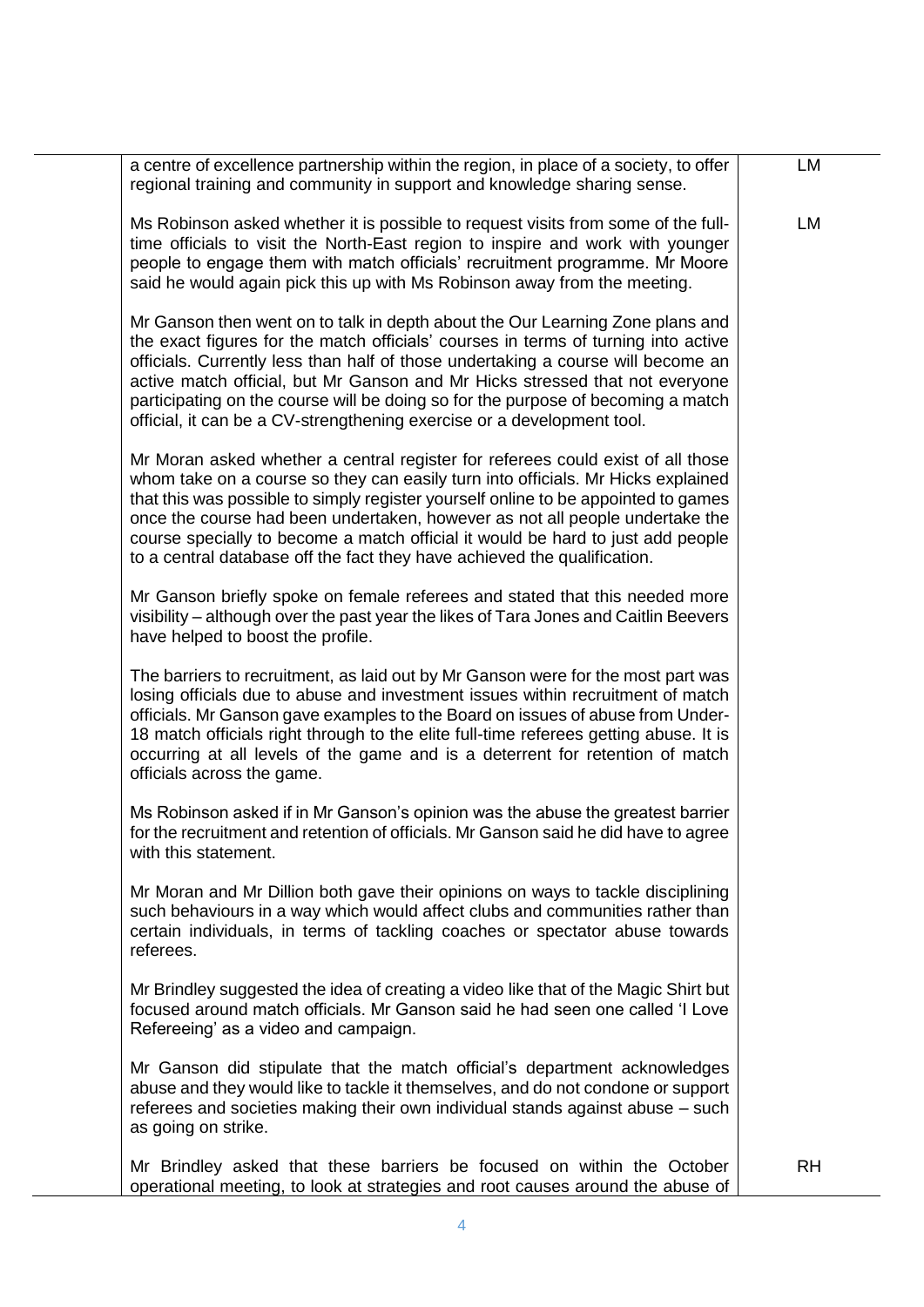| | | |
|---|---|---|
| | a centre of excellence partnership within the region, in place of a society, to offer regional training and community in support and knowledge sharing sense. | LM |
| | Ms Robinson asked whether it is possible to request visits from some of the full-time officials to visit the North-East region to inspire and work with younger people to engage them with match officials' recruitment programme. Mr Moore said he would again pick this up with Ms Robinson away from the meeting. | LM |
| | Mr Ganson then went on to talk in depth about the Our Learning Zone plans and the exact figures for the match officials' courses in terms of turning into active officials. Currently less than half of those undertaking a course will become an active match official, but Mr Ganson and Mr Hicks stressed that not everyone participating on the course will be doing so for the purpose of becoming a match official, it can be a CV-strengthening exercise or a development tool. | |
| | Mr Moran asked whether a central register for referees could exist of all those whom take on a course so they can easily turn into officials. Mr Hicks explained that this was possible to simply register yourself online to be appointed to games once the course had been undertaken, however as not all people undertake the course specially to become a match official it would be hard to just add people to a central database off the fact they have achieved the qualification. | |
| | Mr Ganson briefly spoke on female referees and stated that this needed more visibility – although over the past year the likes of Tara Jones and Caitlin Beevers have helped to boost the profile. | |
| | The barriers to recruitment, as laid out by Mr Ganson were for the most part was losing officials due to abuse and investment issues within recruitment of match officials. Mr Ganson gave examples to the Board on issues of abuse from Under-18 match officials right through to the elite full-time referees getting abuse. It is occurring at all levels of the game and is a deterrent for retention of match officials across the game. | |
| | Ms Robinson asked if in Mr Ganson's opinion was the abuse the greatest barrier for the recruitment and retention of officials. Mr Ganson said he did have to agree with this statement. | |
| | Mr Moran and Mr Dillion both gave their opinions on ways to tackle disciplining such behaviours in a way which would affect clubs and communities rather than certain individuals, in terms of tackling coaches or spectator abuse towards referees. | |
| | Mr Brindley suggested the idea of creating a video like that of the Magic Shirt but focused around match officials. Mr Ganson said he had seen one called 'I Love Refereeing' as a video and campaign. | |
| | Mr Ganson did stipulate that the match official's department acknowledges abuse and they would like to tackle it themselves, and do not condone or support referees and societies making their own individual stands against abuse – such as going on strike. | |
| | Mr Brindley asked that these barriers be focused on within the October operational meeting, to look at strategies and root causes around the abuse of | RH |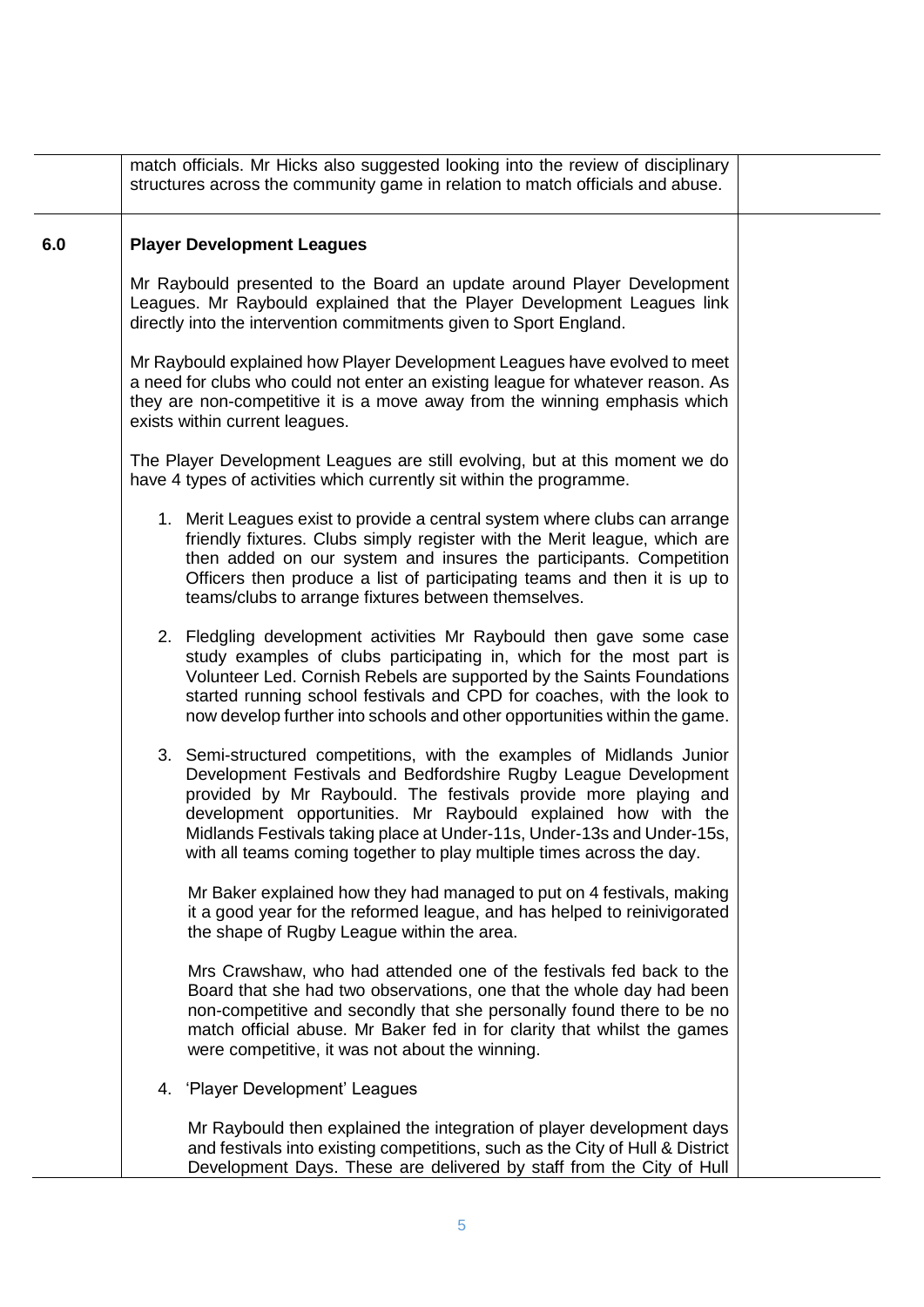match officials. Mr Hicks also suggested looking into the review of disciplinary structures across the community game in relation to match officials and abuse.

## 6.0 Player Development Leagues

Mr Raybould presented to the Board an update around Player Development Leagues. Mr Raybould explained that the Player Development Leagues link directly into the intervention commitments given to Sport England.

Mr Raybould explained how Player Development Leagues have evolved to meet a need for clubs who could not enter an existing league for whatever reason. As they are non-competitive it is a move away from the winning emphasis which exists within current leagues.

The Player Development Leagues are still evolving, but at this moment we do have 4 types of activities which currently sit within the programme.

1. Merit Leagues exist to provide a central system where clubs can arrange friendly fixtures. Clubs simply register with the Merit league, which are then added on our system and insures the participants. Competition Officers then produce a list of participating teams and then it is up to teams/clubs to arrange fixtures between themselves.

2. Fledgling development activities Mr Raybould then gave some case study examples of clubs participating in, which for the most part is Volunteer Led. Cornish Rebels are supported by the Saints Foundations started running school festivals and CPD for coaches, with the look to now develop further into schools and other opportunities within the game.

3. Semi-structured competitions, with the examples of Midlands Junior Development Festivals and Bedfordshire Rugby League Development provided by Mr Raybould. The festivals provide more playing and development opportunities. Mr Raybould explained how with the Midlands Festivals taking place at Under-11s, Under-13s and Under-15s, with all teams coming together to play multiple times across the day.

   Mr Baker explained how they had managed to put on 4 festivals, making it a good year for the reformed league, and has helped to reinivigorated the shape of Rugby League within the area.

   Mrs Crawshaw, who had attended one of the festivals fed back to the Board that she had two observations, one that the whole day had been non-competitive and secondly that she personally found there to be no match official abuse. Mr Baker fed in for clarity that whilst the games were competitive, it was not about the winning.

4. 'Player Development' Leagues

   Mr Raybould then explained the integration of player development days and festivals into existing competitions, such as the City of Hull & District Development Days. These are delivered by staff from the City of Hull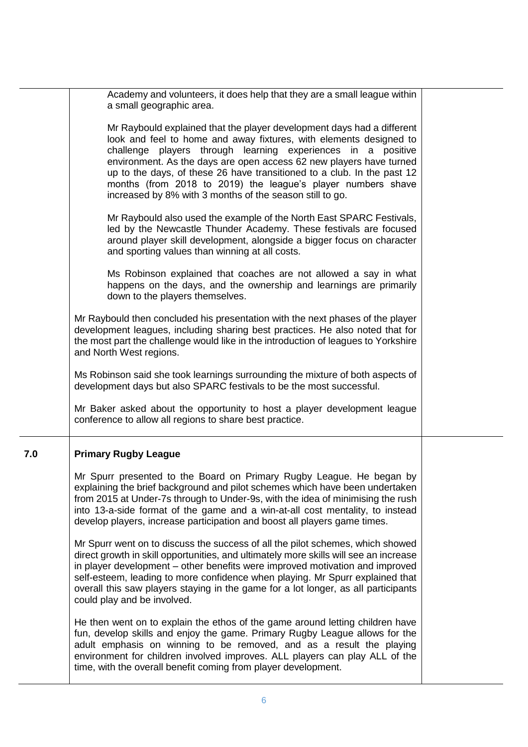Academy and volunteers, it does help that they are a small league within a small geographic area.

Mr Raybould explained that the player development days had a different look and feel to home and away fixtures, with elements designed to challenge players through learning experiences in a positive environment. As the days are open access 62 new players have turned up to the days, of these 26 have transitioned to a club. In the past 12 months (from 2018 to 2019) the league's player numbers shave increased by 8% with 3 months of the season still to go.

Mr Raybould also used the example of the North East SPARC Festivals, led by the Newcastle Thunder Academy. These festivals are focused around player skill development, alongside a bigger focus on character and sporting values than winning at all costs.

Ms Robinson explained that coaches are not allowed a say in what happens on the days, and the ownership and learnings are primarily down to the players themselves.

Mr Raybould then concluded his presentation with the next phases of the player development leagues, including sharing best practices. He also noted that for the most part the challenge would like in the introduction of leagues to Yorkshire and North West regions.

Ms Robinson said she took learnings surrounding the mixture of both aspects of development days but also SPARC festivals to be the most successful.

Mr Baker asked about the opportunity to host a player development league conference to allow all regions to share best practice.

## 7.0 Primary Rugby League

Mr Spurr presented to the Board on Primary Rugby League. He began by explaining the brief background and pilot schemes which have been undertaken from 2015 at Under-7s through to Under-9s, with the idea of minimising the rush into 13-a-side format of the game and a win-at-all cost mentality, to instead develop players, increase participation and boost all players game times.

Mr Spurr went on to discuss the success of all the pilot schemes, which showed direct growth in skill opportunities, and ultimately more skills will see an increase in player development – other benefits were improved motivation and improved self-esteem, leading to more confidence when playing. Mr Spurr explained that overall this saw players staying in the game for a lot longer, as all participants could play and be involved.

He then went on to explain the ethos of the game around letting children have fun, develop skills and enjoy the game. Primary Rugby League allows for the adult emphasis on winning to be removed, and as a result the playing environment for children involved improves. ALL players can play ALL of the time, with the overall benefit coming from player development.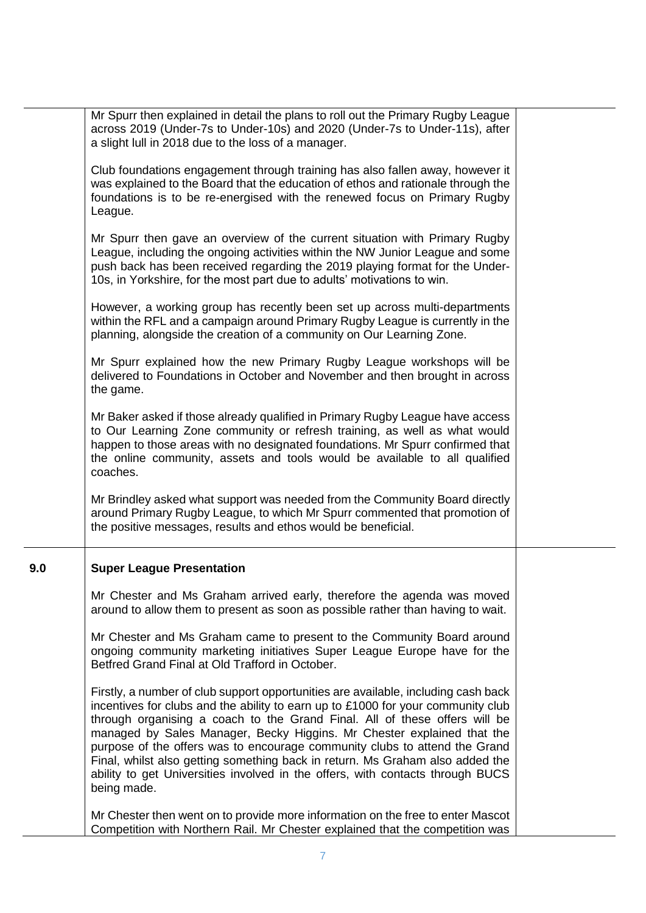Mr Spurr then explained in detail the plans to roll out the Primary Rugby League across 2019 (Under-7s to Under-10s) and 2020 (Under-7s to Under-11s), after a slight lull in 2018 due to the loss of a manager.

Club foundations engagement through training has also fallen away, however it was explained to the Board that the education of ethos and rationale through the foundations is to be re-energised with the renewed focus on Primary Rugby League.

Mr Spurr then gave an overview of the current situation with Primary Rugby League, including the ongoing activities within the NW Junior League and some push back has been received regarding the 2019 playing format for the Under-10s, in Yorkshire, for the most part due to adults' motivations to win.

However, a working group has recently been set up across multi-departments within the RFL and a campaign around Primary Rugby League is currently in the planning, alongside the creation of a community on Our Learning Zone.

Mr Spurr explained how the new Primary Rugby League workshops will be delivered to Foundations in October and November and then brought in across the game.

Mr Baker asked if those already qualified in Primary Rugby League have access to Our Learning Zone community or refresh training, as well as what would happen to those areas with no designated foundations. Mr Spurr confirmed that the online community, assets and tools would be available to all qualified coaches.

Mr Brindley asked what support was needed from the Community Board directly around Primary Rugby League, to which Mr Spurr commented that promotion of the positive messages, results and ethos would be beneficial.

## 9.0 Super League Presentation

Mr Chester and Ms Graham arrived early, therefore the agenda was moved around to allow them to present as soon as possible rather than having to wait.

Mr Chester and Ms Graham came to present to the Community Board around ongoing community marketing initiatives Super League Europe have for the Betfred Grand Final at Old Trafford in October.

Firstly, a number of club support opportunities are available, including cash back incentives for clubs and the ability to earn up to £1000 for your community club through organising a coach to the Grand Final. All of these offers will be managed by Sales Manager, Becky Higgins. Mr Chester explained that the purpose of the offers was to encourage community clubs to attend the Grand Final, whilst also getting something back in return. Ms Graham also added the ability to get Universities involved in the offers, with contacts through BUCS being made.

Mr Chester then went on to provide more information on the free to enter Mascot Competition with Northern Rail. Mr Chester explained that the competition was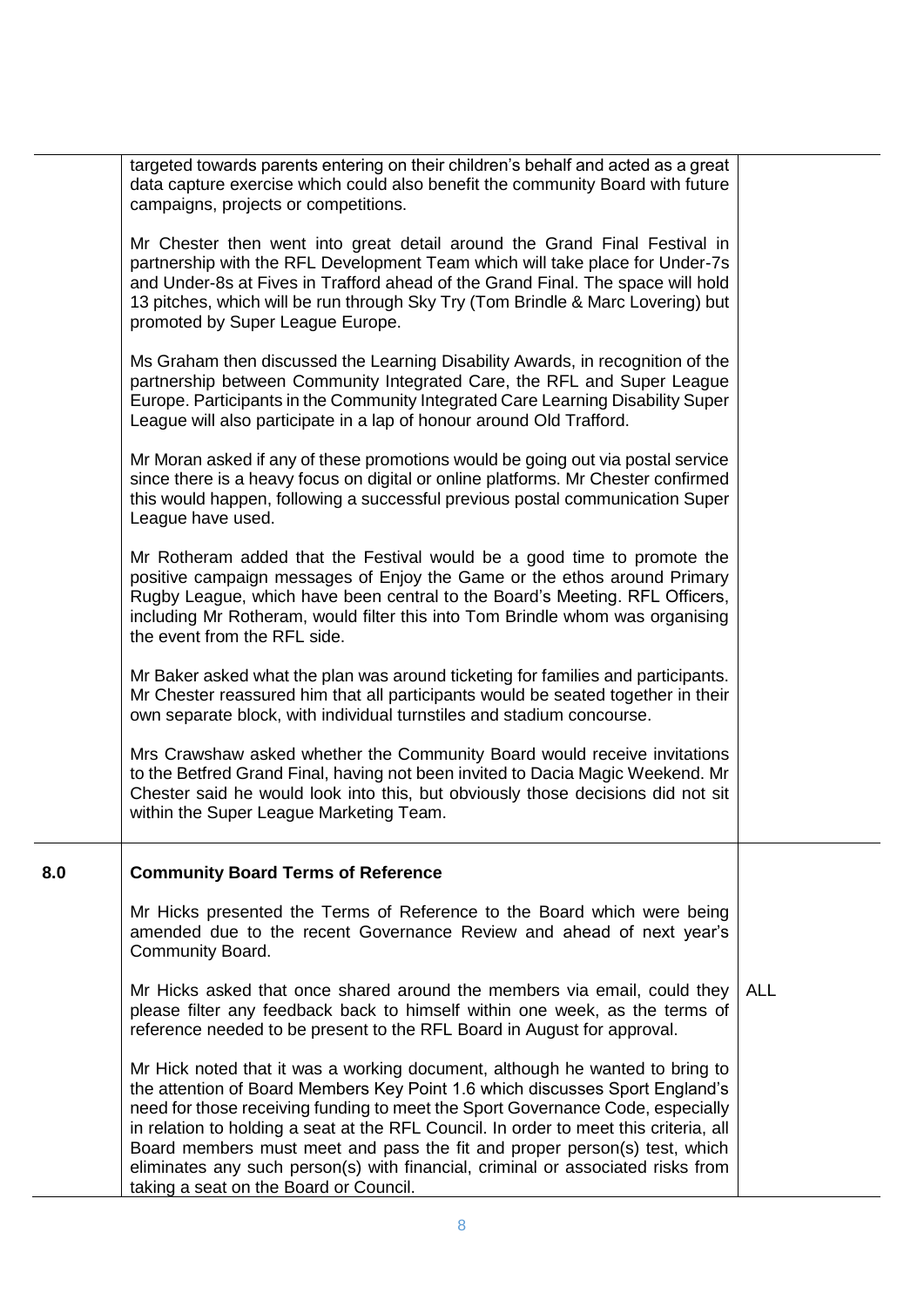| | | |
|---|---|---|
| | targeted towards parents entering on their children's behalf and acted as a great data capture exercise which could also benefit the community Board with future campaigns, projects or competitions.<br><br>Mr Chester then went into great detail around the Grand Final Festival in partnership with the RFL Development Team which will take place for Under-7s and Under-8s at Fives in Trafford ahead of the Grand Final. The space will hold 13 pitches, which will be run through Sky Try (Tom Brindle & Marc Lovering) but promoted by Super League Europe.<br><br>Ms Graham then discussed the Learning Disability Awards, in recognition of the partnership between Community Integrated Care, the RFL and Super League Europe. Participants in the Community Integrated Care Learning Disability Super League will also participate in a lap of honour around Old Trafford.<br><br>Mr Moran asked if any of these promotions would be going out via postal service since there is a heavy focus on digital or online platforms. Mr Chester confirmed this would happen, following a successful previous postal communication Super League have used.<br><br>Mr Rotheram added that the Festival would be a good time to promote the positive campaign messages of Enjoy the Game or the ethos around Primary Rugby League, which have been central to the Board's Meeting. RFL Officers, including Mr Rotheram, would filter this into Tom Brindle whom was organising the event from the RFL side.<br><br>Mr Baker asked what the plan was around ticketing for families and participants. Mr Chester reassured him that all participants would be seated together in their own separate block, with individual turnstiles and stadium concourse.<br><br>Mrs Crawshaw asked whether the Community Board would receive invitations to the Betfred Grand Final, having not been invited to Dacia Magic Weekend. Mr Chester said he would look into this, but obviously those decisions did not sit within the Super League Marketing Team. | |
| **8.0** | **Community Board Terms of Reference**<br><br>Mr Hicks presented the Terms of Reference to the Board which were being amended due to the recent Governance Review and ahead of next year's Community Board.<br><br>Mr Hicks asked that once shared around the members via email, could they please filter any feedback back to himself within one week, as the terms of reference needed to be present to the RFL Board in August for approval.<br><br>Mr Hick noted that it was a working document, although he wanted to bring to the attention of Board Members Key Point 1.6 which discusses Sport England's need for those receiving funding to meet the Sport Governance Code, especially in relation to holding a seat at the RFL Council. In order to meet this criteria, all Board members must meet and pass the fit and proper person(s) test, which eliminates any such person(s) with financial, criminal or associated risks from taking a seat on the Board or Council. | ALL |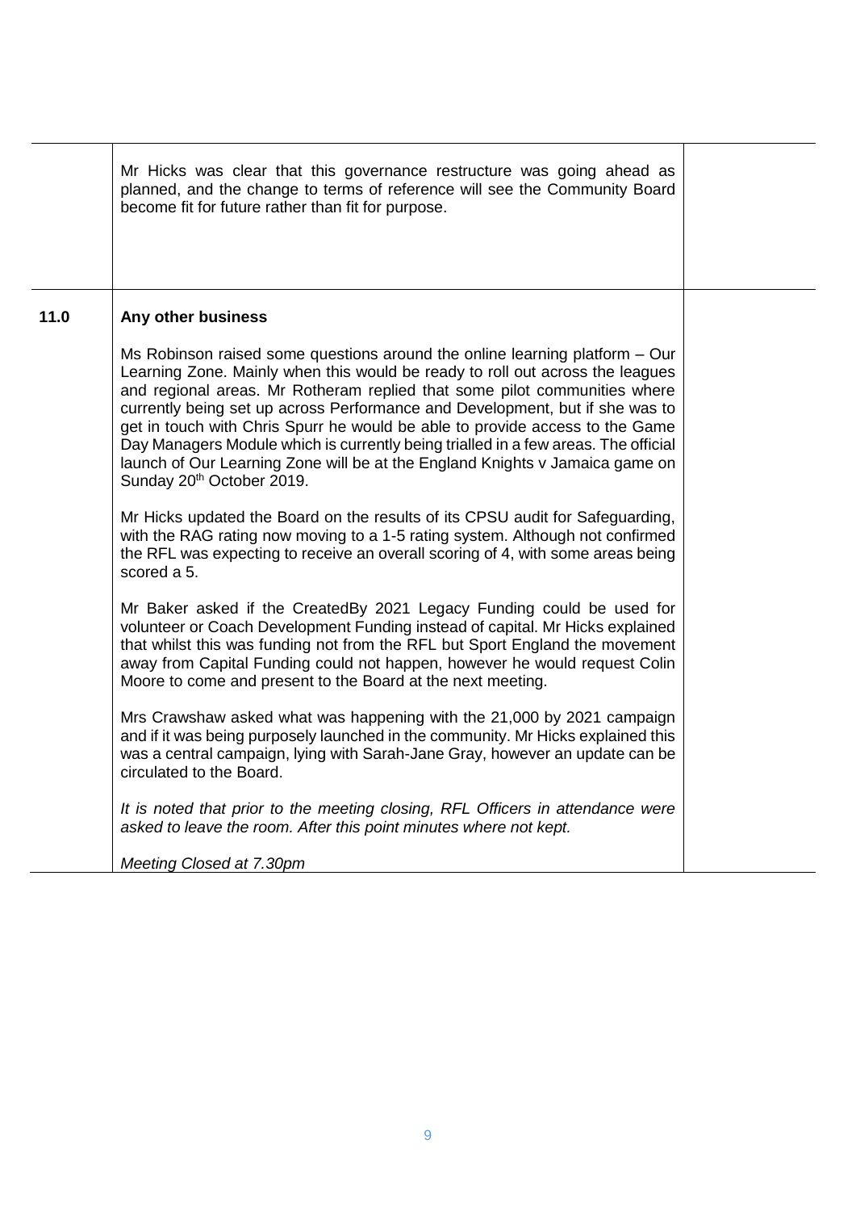| | | |
|---|---|---|
| | Mr Hicks was clear that this governance restructure was going ahead as planned, and the change to terms of reference will see the Community Board become fit for future rather than fit for purpose. | |
| **11.0** | **Any other business**<br><br>Ms Robinson raised some questions around the online learning platform – Our Learning Zone. Mainly when this would be ready to roll out across the leagues and regional areas. Mr Rotheram replied that some pilot communities where currently being set up across Performance and Development, but if she was to get in touch with Chris Spurr he would be able to provide access to the Game Day Managers Module which is currently being trialled in a few areas. The official launch of Our Learning Zone will be at the England Knights v Jamaica game on Sunday 20th October 2019.<br><br>Mr Hicks updated the Board on the results of its CPSU audit for Safeguarding, with the RAG rating now moving to a 1-5 rating system. Although not confirmed the RFL was expecting to receive an overall scoring of 4, with some areas being scored a 5.<br><br>Mr Baker asked if the CreatedBy 2021 Legacy Funding could be used for volunteer or Coach Development Funding instead of capital. Mr Hicks explained that whilst this was funding not from the RFL but Sport England the movement away from Capital Funding could not happen, however he would request Colin Moore to come and present to the Board at the next meeting.<br><br>Mrs Crawshaw asked what was happening with the 21,000 by 2021 campaign and if it was being purposely launched in the community. Mr Hicks explained this was a central campaign, lying with Sarah-Jane Gray, however an update can be circulated to the Board.<br><br>*It is noted that prior to the meeting closing, RFL Officers in attendance were asked to leave the room. After this point minutes where not kept.*<br><br>*Meeting Closed at 7.30pm* | |